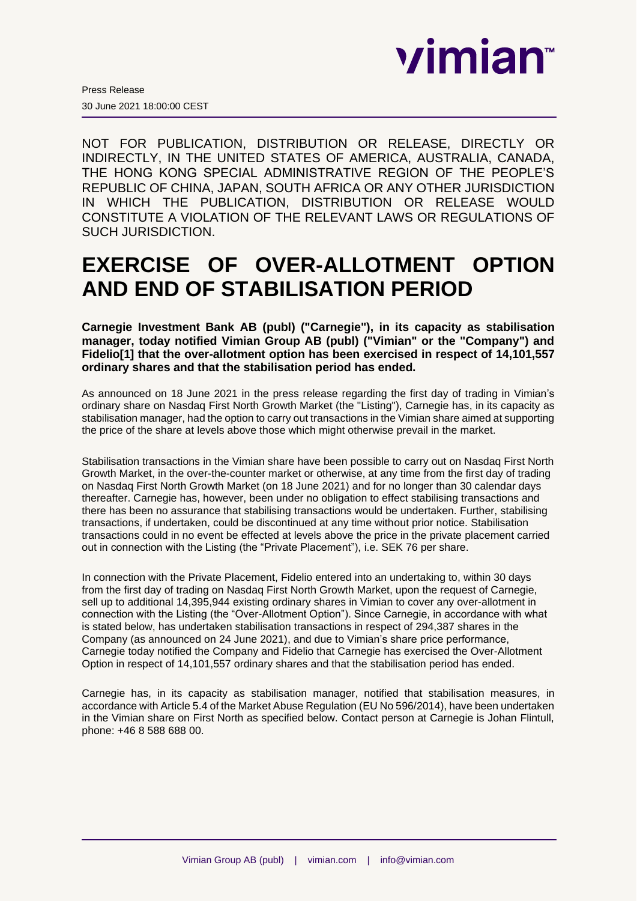Press Release

30 June 2021 18:00:00 CEST

NOT FOR PUBLICATION, DISTRIBUTION OR RELEASE, DIRECTLY OR INDIRECTLY, IN THE UNITED STATES OF AMERICA, AUSTRALIA, CANADA, THE HONG KONG SPECIAL ADMINISTRATIVE REGION OF THE PEOPLE'S REPUBLIC OF CHINA, JAPAN, SOUTH AFRICA OR ANY OTHER JURISDICTION IN WHICH THE PUBLICATION, DISTRIBUTION OR RELEASE WOULD CONSTITUTE A VIOLATION OF THE RELEVANT LAWS OR REGULATIONS OF SUCH JURISDICTION.

# EXERCISE OF OVER-ALLOTMENT OPTION AND END OF STABILISATION PERIOD

**Carnegie Investment Bank AB (publ) ("Carnegie"), in its capacity as stabilisation manager, today notified Vimian Group AB (publ) ("Vimian" or the "Company") and Fidelio[1] that the over-allotment option has been exercised in respect of 14,101,557 ordinary shares and that the stabilisation period has ended.**

As announced on 18 June 2021 in the press release regarding the first day of trading in Vimian's ordinary share on Nasdaq First North Growth Market (the "Listing"), Carnegie has, in its capacity as stabilisation manager, had the option to carry out transactions in the Vimian share aimed at supporting the price of the share at levels above those which might otherwise prevail in the market.

Stabilisation transactions in the Vimian share have been possible to carry out on Nasdaq First North Growth Market, in the over-the-counter market or otherwise, at any time from the first day of trading on Nasdaq First North Growth Market (on 18 June 2021) and for no longer than 30 calendar days thereafter. Carnegie has, however, been under no obligation to effect stabilising transactions and there has been no assurance that stabilising transactions would be undertaken. Further, stabilising transactions, if undertaken, could be discontinued at any time without prior notice. Stabilisation transactions could in no event be effected at levels above the price in the private placement carried out in connection with the Listing (the "Private Placement"), i.e. SEK 76 per share.

In connection with the Private Placement, Fidelio entered into an undertaking to, within 30 days from the first day of trading on Nasdaq First North Growth Market, upon the request of Carnegie, sell up to additional 14,395,944 existing ordinary shares in Vimian to cover any over-allotment in connection with the Listing (the "Over-Allotment Option"). Since Carnegie, in accordance with what is stated below, has undertaken stabilisation transactions in respect of 294,387 shares in the Company (as announced on 24 June 2021), and due to Vimian's share price performance, Carnegie today notified the Company and Fidelio that Carnegie has exercised the Over-Allotment Option in respect of 14,101,557 ordinary shares and that the stabilisation period has ended.

Carnegie has, in its capacity as stabilisation manager, notified that stabilisation measures, in accordance with Article 5.4 of the Market Abuse Regulation (EU No 596/2014), have been undertaken in the Vimian share on First North as specified below. Contact person at Carnegie is Johan Flintull, phone: +46 8 588 688 00.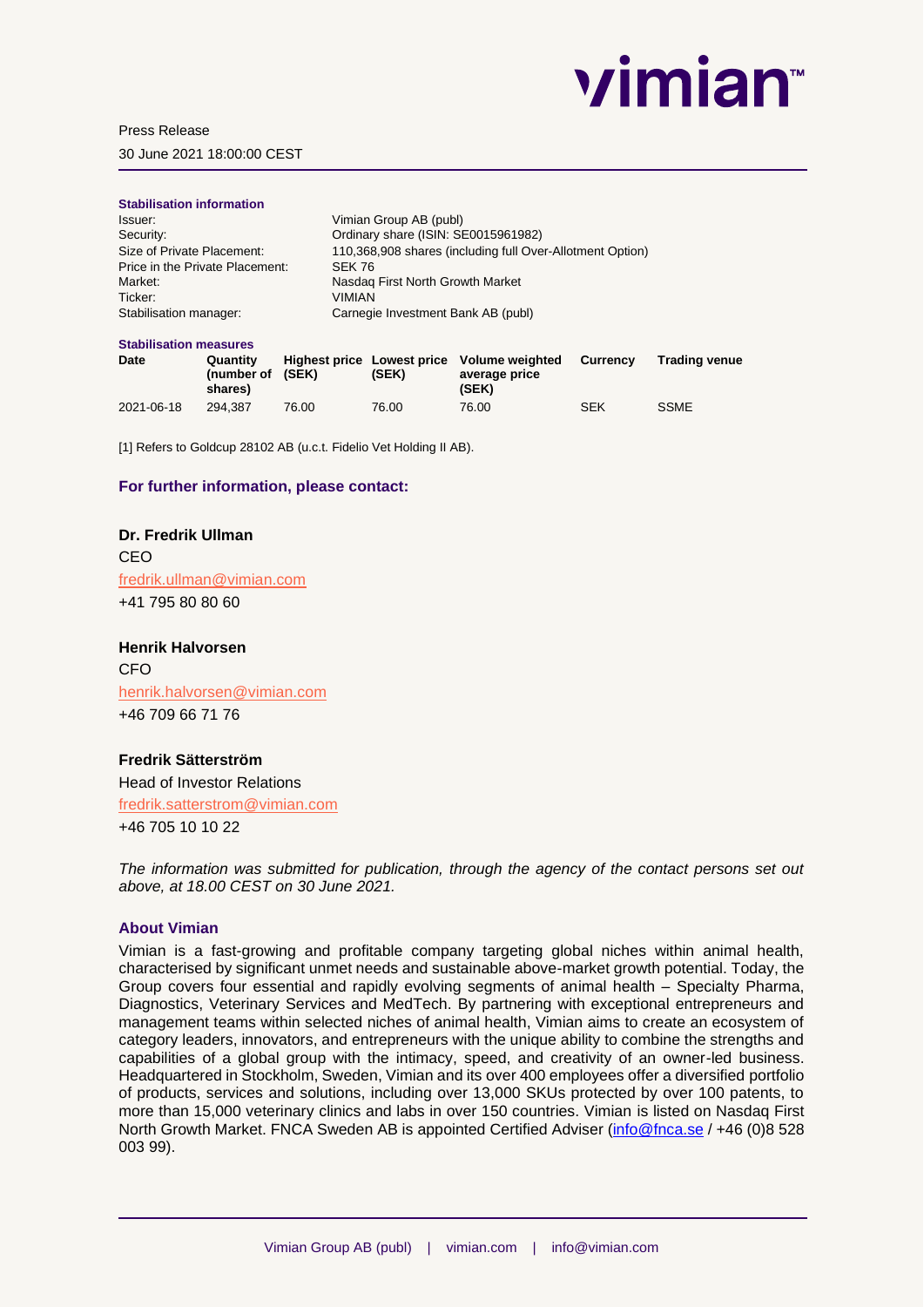Press Release

30 June 2021 18:00:00 CEST

**Stabilisation information**

| | |
|---|---|
| Issuer: | Vimian Group AB (publ) |
| Security: | Ordinary share (ISIN: SE0015961982) |
| Size of Private Placement: | 110,368,908 shares (including full Over-Allotment Option) |
| Price in the Private Placement: | SEK 76 |
| Market: | Nasdaq First North Growth Market |
| Ticker: | VIMIAN |
| Stabilisation manager: | Carnegie Investment Bank AB (publ) |

**Stabilisation measures**

| Date | Quantity (number of shares) | Highest price (SEK) | Lowest price (SEK) | Volume weighted average price (SEK) | Currency | Trading venue |
|---|---|---|---|---|---|---|
| 2021-06-18 | 294,387 | 76.00 | 76.00 | 76.00 | SEK | SSME |

[1] Refers to Goldcup 28102 AB (u.c.t. Fidelio Vet Holding II AB).

### For further information, please contact:

**Dr. Fredrik Ullman**
CEO
fredrik.ullman@vimian.com
+41 795 80 80 60

**Henrik Halvorsen**
CFO
henrik.halvorsen@vimian.com
+46 709 66 71 76

**Fredrik Sätterström**
Head of Investor Relations
fredrik.satterstrom@vimian.com
+46 705 10 10 22

*The information was submitted for publication, through the agency of the contact persons set out above, at 18.00 CEST on 30 June 2021.*

### About Vimian

Vimian is a fast-growing and profitable company targeting global niches within animal health, characterised by significant unmet needs and sustainable above-market growth potential. Today, the Group covers four essential and rapidly evolving segments of animal health – Specialty Pharma, Diagnostics, Veterinary Services and MedTech. By partnering with exceptional entrepreneurs and management teams within selected niches of animal health, Vimian aims to create an ecosystem of category leaders, innovators, and entrepreneurs with the unique ability to combine the strengths and capabilities of a global group with the intimacy, speed, and creativity of an owner-led business. Headquartered in Stockholm, Sweden, Vimian and its over 400 employees offer a diversified portfolio of products, services and solutions, including over 13,000 SKUs protected by over 100 patents, to more than 15,000 veterinary clinics and labs in over 150 countries. Vimian is listed on Nasdaq First North Growth Market. FNCA Sweden AB is appointed Certified Adviser (info@fnca.se / +46 (0)8 528 003 99).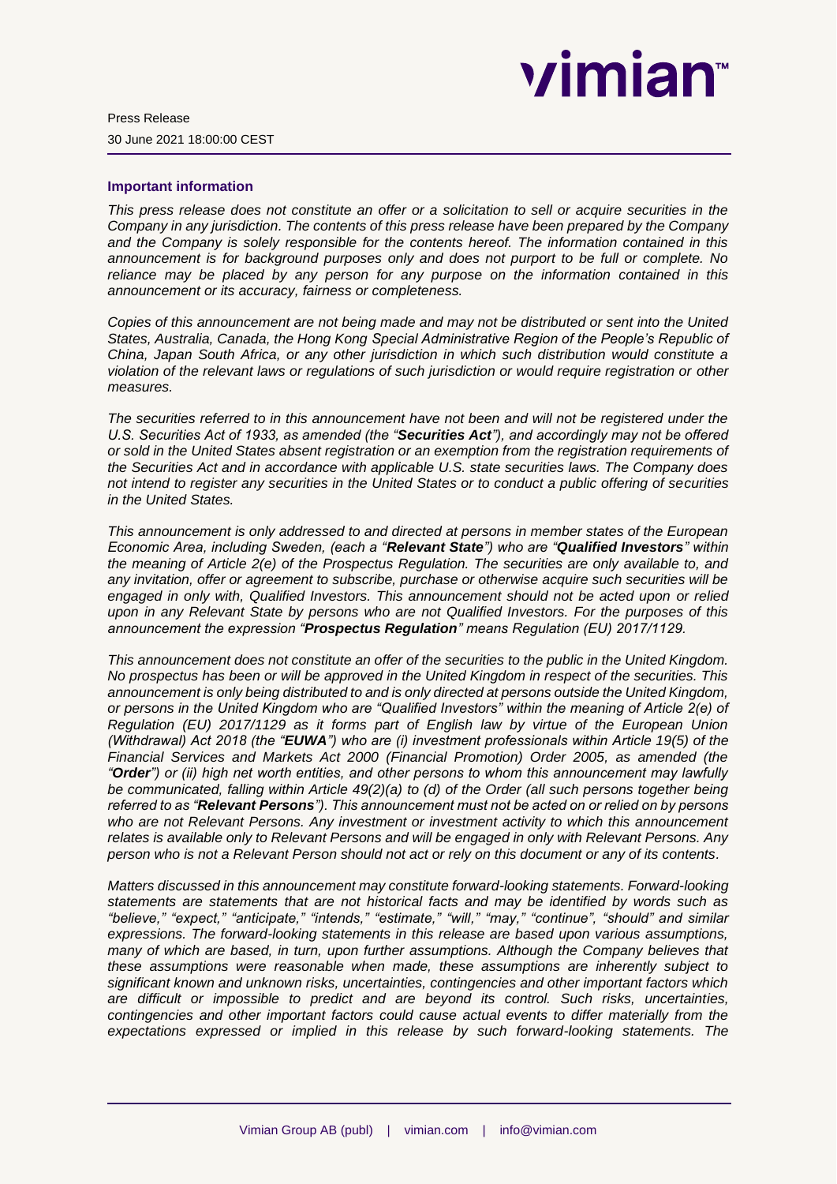### Important information

*This press release does not constitute an offer or a solicitation to sell or acquire securities in the Company in any jurisdiction. The contents of this press release have been prepared by the Company and the Company is solely responsible for the contents hereof. The information contained in this announcement is for background purposes only and does not purport to be full or complete. No reliance may be placed by any person for any purpose on the information contained in this announcement or its accuracy, fairness or completeness.*

*Copies of this announcement are not being made and may not be distributed or sent into the United States, Australia, Canada, the Hong Kong Special Administrative Region of the People's Republic of China, Japan South Africa, or any other jurisdiction in which such distribution would constitute a violation of the relevant laws or regulations of such jurisdiction or would require registration or other measures.*

*The securities referred to in this announcement have not been and will not be registered under the U.S. Securities Act of 1933, as amended (the "**Securities Act**"), and accordingly may not be offered or sold in the United States absent registration or an exemption from the registration requirements of the Securities Act and in accordance with applicable U.S. state securities laws. The Company does not intend to register any securities in the United States or to conduct a public offering of securities in the United States.*

*This announcement is only addressed to and directed at persons in member states of the European Economic Area, including Sweden, (each a "**Relevant State**") who are "**Qualified Investors**" within the meaning of Article 2(e) of the Prospectus Regulation. The securities are only available to, and any invitation, offer or agreement to subscribe, purchase or otherwise acquire such securities will be engaged in only with, Qualified Investors. This announcement should not be acted upon or relied upon in any Relevant State by persons who are not Qualified Investors. For the purposes of this announcement the expression "**Prospectus Regulation**" means Regulation (EU) 2017/1129.*

*This announcement does not constitute an offer of the securities to the public in the United Kingdom. No prospectus has been or will be approved in the United Kingdom in respect of the securities. This announcement is only being distributed to and is only directed at persons outside the United Kingdom, or persons in the United Kingdom who are "Qualified Investors" within the meaning of Article 2(e) of Regulation (EU) 2017/1129 as it forms part of English law by virtue of the European Union (Withdrawal) Act 2018 (the "**EUWA**") who are (i) investment professionals within Article 19(5) of the Financial Services and Markets Act 2000 (Financial Promotion) Order 2005, as amended (the "**Order**") or (ii) high net worth entities, and other persons to whom this announcement may lawfully be communicated, falling within Article 49(2)(a) to (d) of the Order (all such persons together being referred to as "**Relevant Persons**"). This announcement must not be acted on or relied on by persons who are not Relevant Persons. Any investment or investment activity to which this announcement relates is available only to Relevant Persons and will be engaged in only with Relevant Persons. Any person who is not a Relevant Person should not act or rely on this document or any of its contents.*

*Matters discussed in this announcement may constitute forward-looking statements. Forward-looking statements are statements that are not historical facts and may be identified by words such as "believe," "expect," "anticipate," "intends," "estimate," "will," "may," "continue", "should" and similar expressions. The forward-looking statements in this release are based upon various assumptions, many of which are based, in turn, upon further assumptions. Although the Company believes that these assumptions were reasonable when made, these assumptions are inherently subject to significant known and unknown risks, uncertainties, contingencies and other important factors which are difficult or impossible to predict and are beyond its control. Such risks, uncertainties, contingencies and other important factors could cause actual events to differ materially from the expectations expressed or implied in this release by such forward-looking statements. The*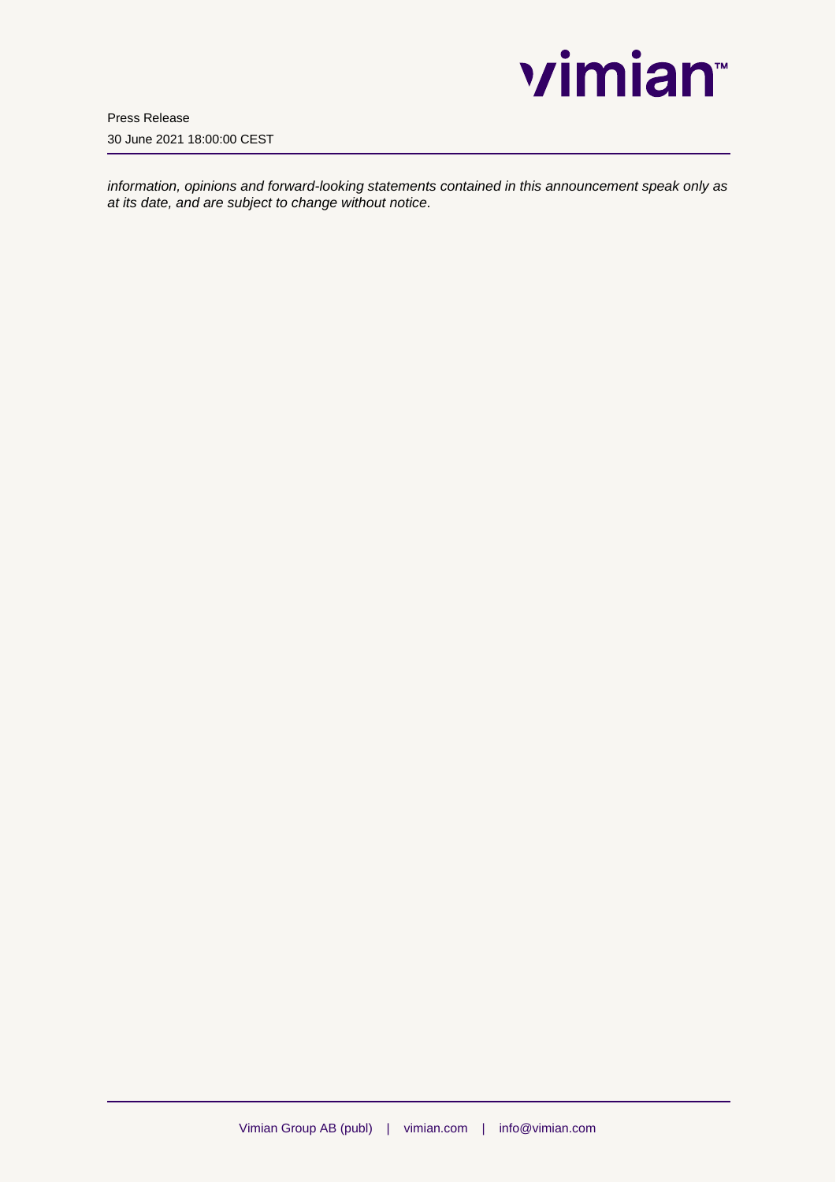*information, opinions and forward-looking statements contained in this announcement speak only as at its date, and are subject to change without notice.*